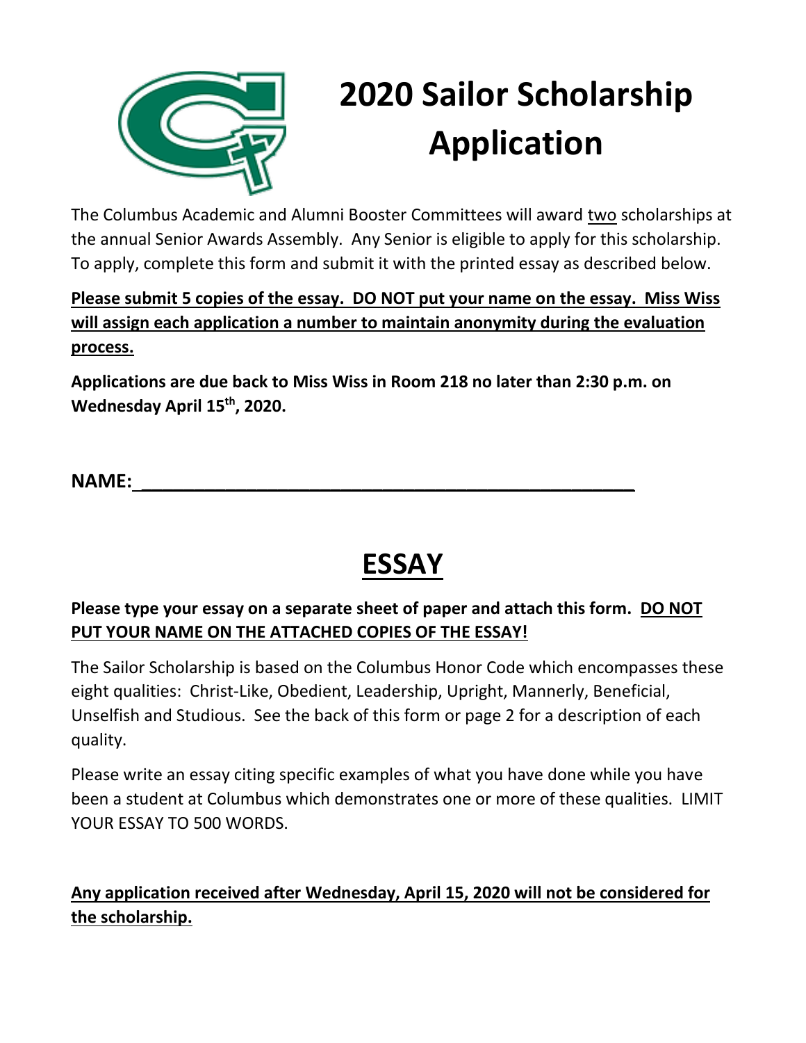# 2020 Sailor Scholarship Application

The Columbus Academic and Alumni Booster Committees will award two scholarships at the annual Senior Awards Assembly. Any Senior is eligible to apply for this scholarship. To apply, complete this form and submit it with the printed essay as described below.

**Please submit 5 copies of the essay. DO NOT put your name on the essay. Miss Wiss will assign each application a number to maintain anonymity during the evaluation process.**

**Applications are due back to Miss Wiss in Room 218 no later than 2:30 p.m. on Wednesday April 15th, 2020.**

**NAME:\_\_\_\_\_\_\_\_\_\_\_\_\_\_\_\_\_\_\_\_\_\_\_\_\_\_\_\_\_\_\_\_\_\_\_\_\_\_\_\_\_\_\_\_\_\_**

## ESSAY

**Please type your essay on a separate sheet of paper and attach this form. DO NOT PUT YOUR NAME ON THE ATTACHED COPIES OF THE ESSAY!**

The Sailor Scholarship is based on the Columbus Honor Code which encompasses these eight qualities: Christ-Like, Obedient, Leadership, Upright, Mannerly, Beneficial, Unselfish and Studious. See the back of this form or page 2 for a description of each quality.

Please write an essay citing specific examples of what you have done while you have been a student at Columbus which demonstrates one or more of these qualities. LIMIT YOUR ESSAY TO 500 WORDS.

**Any application received after Wednesday, April 15, 2020 will not be considered for the scholarship.**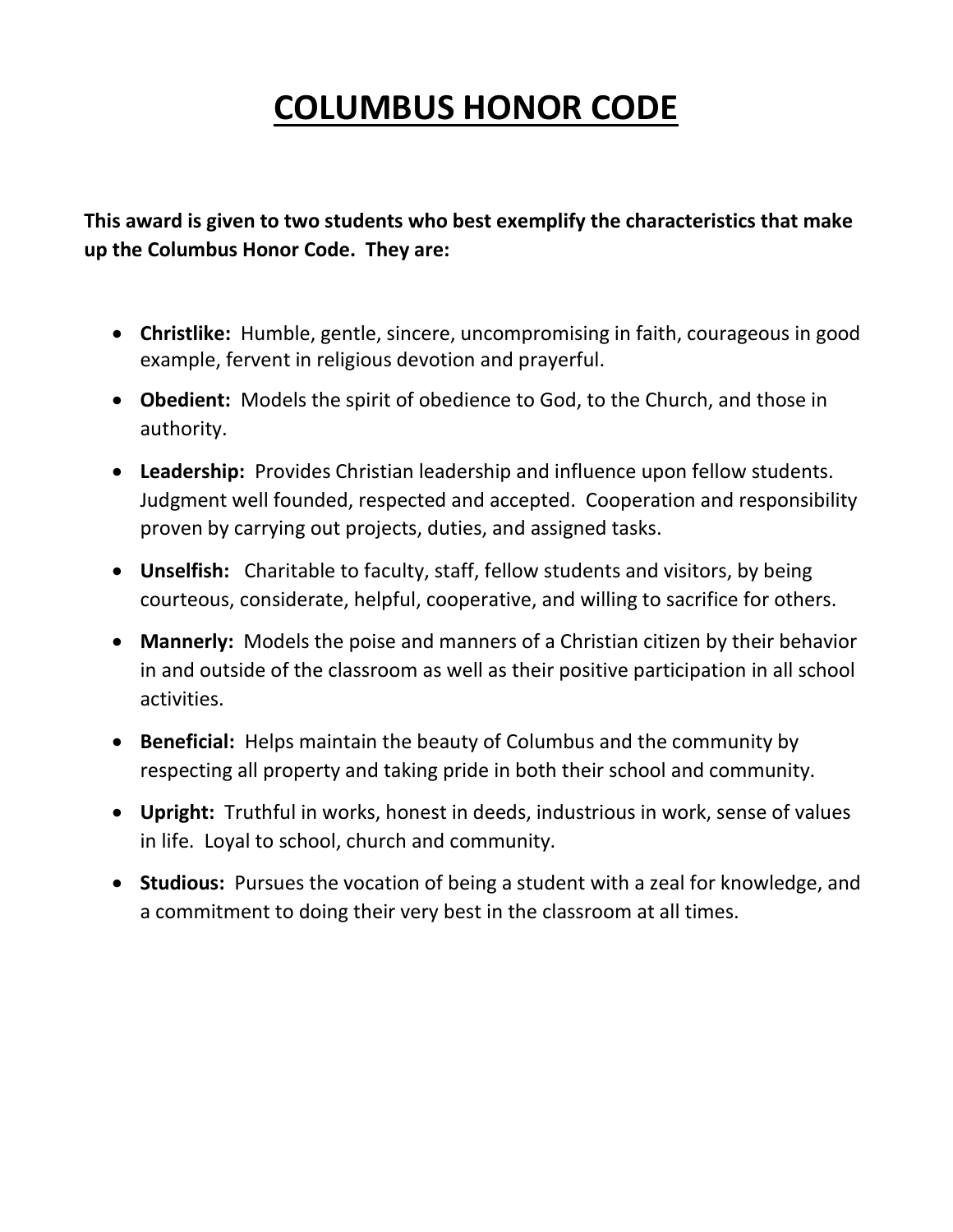# COLUMBUS HONOR CODE

**This award is given to two students who best exemplify the characteristics that make up the Columbus Honor Code. They are:**

- **Christlike:** Humble, gentle, sincere, uncompromising in faith, courageous in good example, fervent in religious devotion and prayerful.
- **Obedient:** Models the spirit of obedience to God, to the Church, and those in authority.
- **Leadership:** Provides Christian leadership and influence upon fellow students. Judgment well founded, respected and accepted. Cooperation and responsibility proven by carrying out projects, duties, and assigned tasks.
- **Unselfish:** Charitable to faculty, staff, fellow students and visitors, by being courteous, considerate, helpful, cooperative, and willing to sacrifice for others.
- **Mannerly:** Models the poise and manners of a Christian citizen by their behavior in and outside of the classroom as well as their positive participation in all school activities.
- **Beneficial:** Helps maintain the beauty of Columbus and the community by respecting all property and taking pride in both their school and community.
- **Upright:** Truthful in works, honest in deeds, industrious in work, sense of values in life. Loyal to school, church and community.
- **Studious:** Pursues the vocation of being a student with a zeal for knowledge, and a commitment to doing their very best in the classroom at all times.